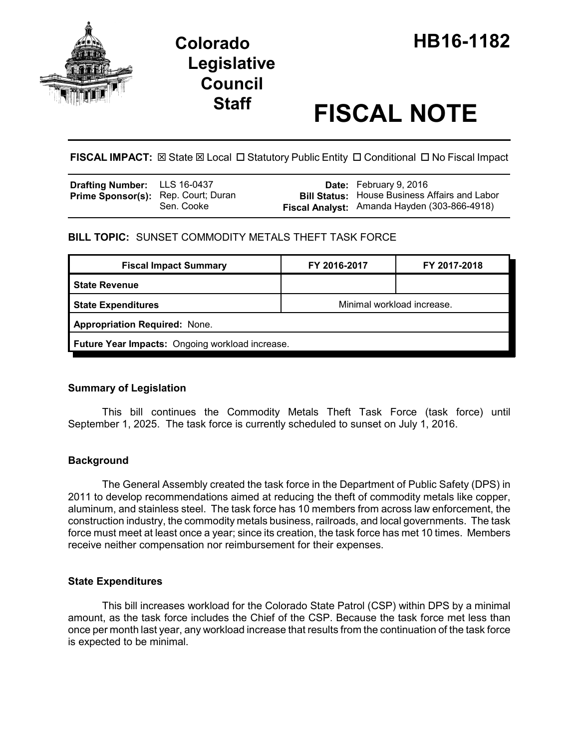# Colorado Legislative Council Staff

# HB16-1182

# FISCAL NOTE

**FISCAL IMPACT:** ☒ State ☒ Local ☐ Statutory Public Entity ☐ Conditional ☐ No Fiscal Impact

| | | | |
|---|---|---|---|
| **Drafting Number:** | LLS 16-0437 | **Date:** | February 9, 2016 |
| **Prime Sponsor(s):** | Rep. Court; Duran<br>Sen. Cooke | **Bill Status:** | House Business Affairs and Labor |
| | | **Fiscal Analyst:** | Amanda Hayden (303-866-4918) |

**BILL TOPIC:** SUNSET COMMODITY METALS THEFT TASK FORCE

| Fiscal Impact Summary | FY 2016-2017 | FY 2017-2018 |
|---|---|---|
| **State Revenue** | | |
| **State Expenditures** | Minimal workload increase. | |
| **Appropriation Required:** None. | | |
| **Future Year Impacts:** Ongoing workload increase. | | |

### Summary of Legislation

This bill continues the Commodity Metals Theft Task Force (task force) until September 1, 2025. The task force is currently scheduled to sunset on July 1, 2016.

### Background

The General Assembly created the task force in the Department of Public Safety (DPS) in 2011 to develop recommendations aimed at reducing the theft of commodity metals like copper, aluminum, and stainless steel. The task force has 10 members from across law enforcement, the construction industry, the commodity metals business, railroads, and local governments. The task force must meet at least once a year; since its creation, the task force has met 10 times. Members receive neither compensation nor reimbursement for their expenses.

### State Expenditures

This bill increases workload for the Colorado State Patrol (CSP) within DPS by a minimal amount, as the task force includes the Chief of the CSP. Because the task force met less than once per month last year, any workload increase that results from the continuation of the task force is expected to be minimal.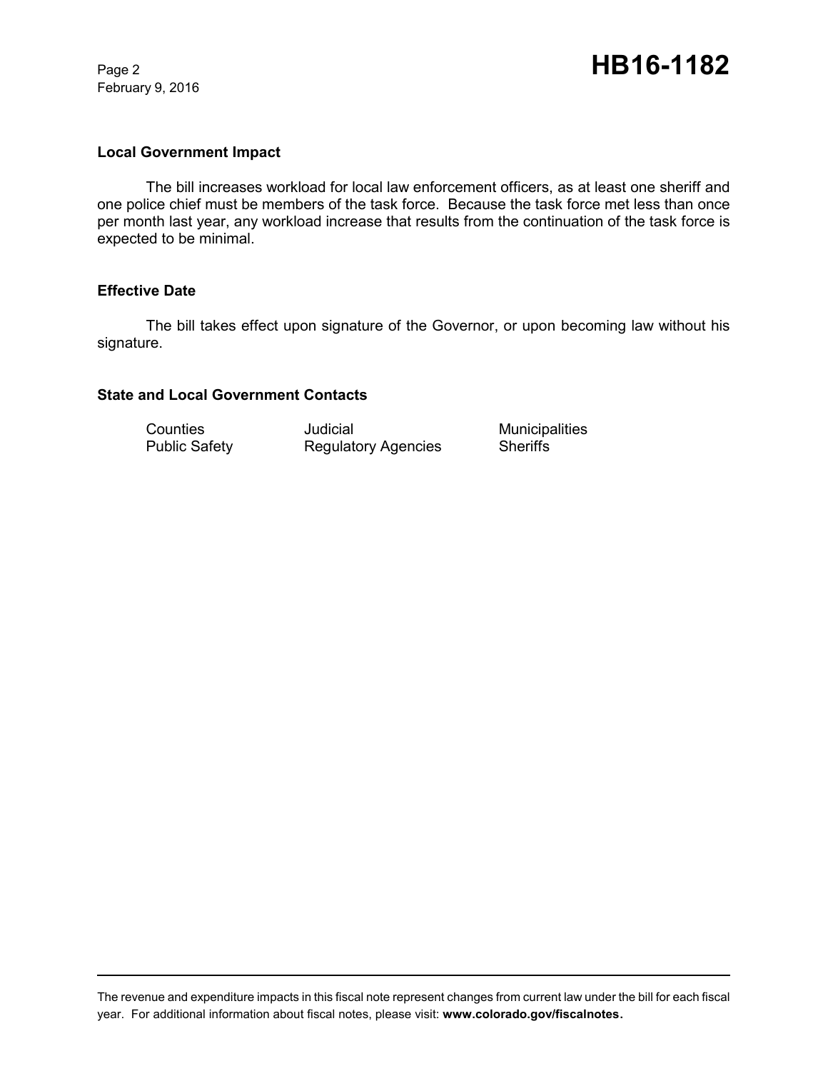**Local Government Impact**

The bill increases workload for local law enforcement officers, as at least one sheriff and one police chief must be members of the task force. Because the task force met less than once per month last year, any workload increase that results from the continuation of the task force is expected to be minimal.

**Effective Date**

The bill takes effect upon signature of the Governor, or upon becoming law without his signature.

**State and Local Government Contacts**

| | | |
|---|---|---|
| Counties | Judicial | Municipalities |
| Public Safety | Regulatory Agencies | Sheriffs |

The revenue and expenditure impacts in this fiscal note represent changes from current law under the bill for each fiscal year. For additional information about fiscal notes, please visit: **www.colorado.gov/fiscalnotes.**